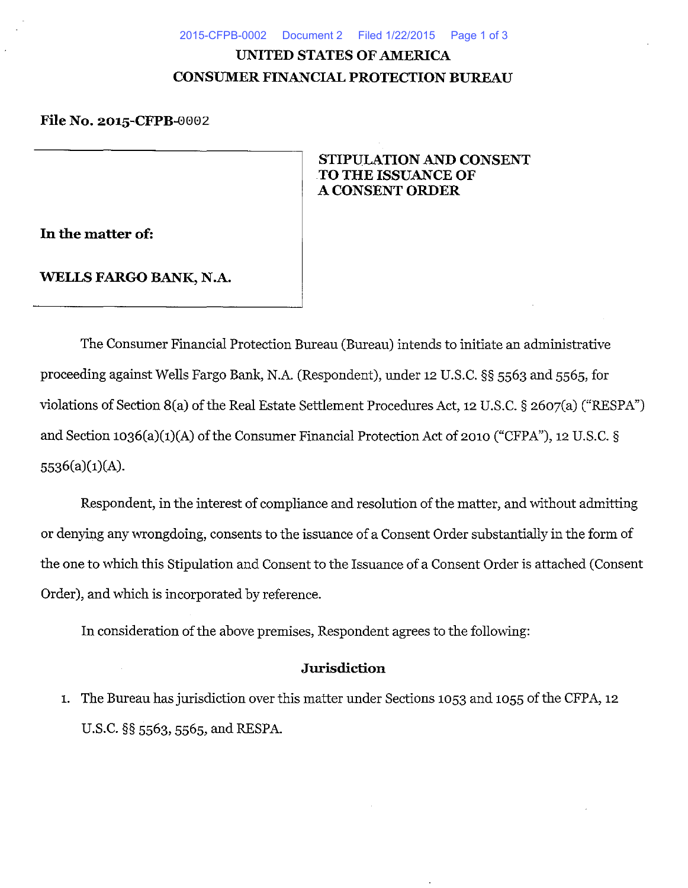# UNITED STATES OF AMERICA
# CONSUMER FINANCIAL PROTECTION BUREAU

**File No. 2015-CFPB-0002**

| | |
|---|---|
| **In the matter of:**<br><br>**WELLS FARGO BANK, N.A.** | **STIPULATION AND CONSENT TO THE ISSUANCE OF A CONSENT ORDER** |

The Consumer Financial Protection Bureau (Bureau) intends to initiate an administrative proceeding against Wells Fargo Bank, N.A. (Respondent), under 12 U.S.C. §§ 5563 and 5565, for violations of Section 8(a) of the Real Estate Settlement Procedures Act, 12 U.S.C. § 2607(a) ("RESPA") and Section 1036(a)(1)(A) of the Consumer Financial Protection Act of 2010 ("CFPA"), 12 U.S.C. § 5536(a)(1)(A).

Respondent, in the interest of compliance and resolution of the matter, and without admitting or denying any wrongdoing, consents to the issuance of a Consent Order substantially in the form of the one to which this Stipulation and Consent to the Issuance of a Consent Order is attached (Consent Order), and which is incorporated by reference.

In consideration of the above premises, Respondent agrees to the following:

## Jurisdiction

1. The Bureau has jurisdiction over this matter under Sections 1053 and 1055 of the CFPA, 12 U.S.C. §§ 5563, 5565, and RESPA.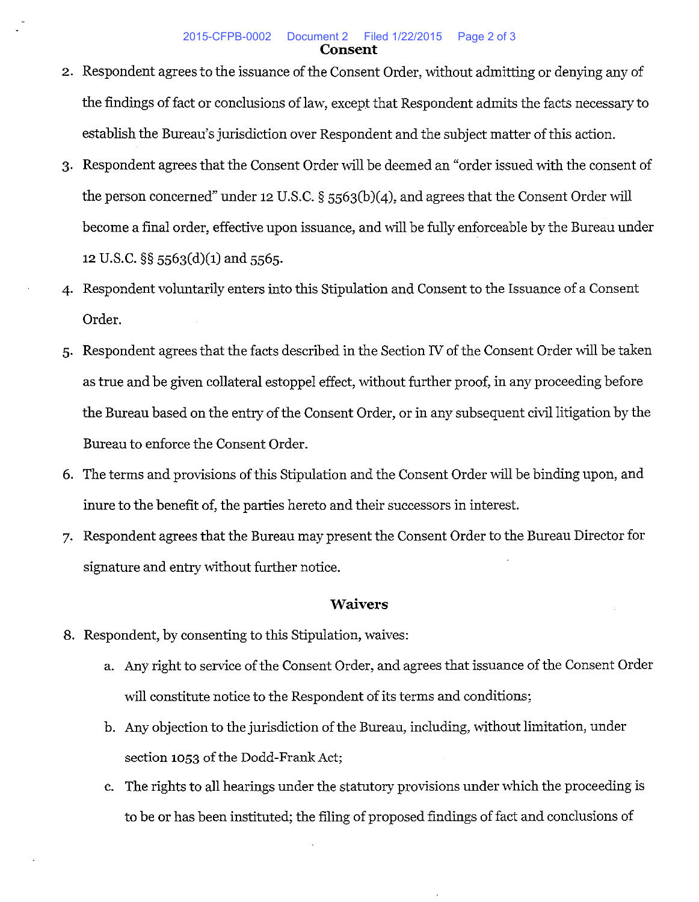## Consent

2. Respondent agrees to the issuance of the Consent Order, without admitting or denying any of the findings of fact or conclusions of law, except that Respondent admits the facts necessary to establish the Bureau's jurisdiction over Respondent and the subject matter of this action.
3. Respondent agrees that the Consent Order will be deemed an "order issued with the consent of the person concerned" under 12 U.S.C. § 5563(b)(4), and agrees that the Consent Order will become a final order, effective upon issuance, and will be fully enforceable by the Bureau under 12 U.S.C. §§ 5563(d)(1) and 5565.
4. Respondent voluntarily enters into this Stipulation and Consent to the Issuance of a Consent Order.
5. Respondent agrees that the facts described in the Section IV of the Consent Order will be taken as true and be given collateral estoppel effect, without further proof, in any proceeding before the Bureau based on the entry of the Consent Order, or in any subsequent civil litigation by the Bureau to enforce the Consent Order.
6. The terms and provisions of this Stipulation and the Consent Order will be binding upon, and inure to the benefit of, the parties hereto and their successors in interest.
7. Respondent agrees that the Bureau may present the Consent Order to the Bureau Director for signature and entry without further notice.

## Waivers

8. Respondent, by consenting to this Stipulation, waives:
   a. Any right to service of the Consent Order, and agrees that issuance of the Consent Order will constitute notice to the Respondent of its terms and conditions;
   b. Any objection to the jurisdiction of the Bureau, including, without limitation, under section 1053 of the Dodd-Frank Act;
   c. The rights to all hearings under the statutory provisions under which the proceeding is to be or has been instituted; the filing of proposed findings of fact and conclusions of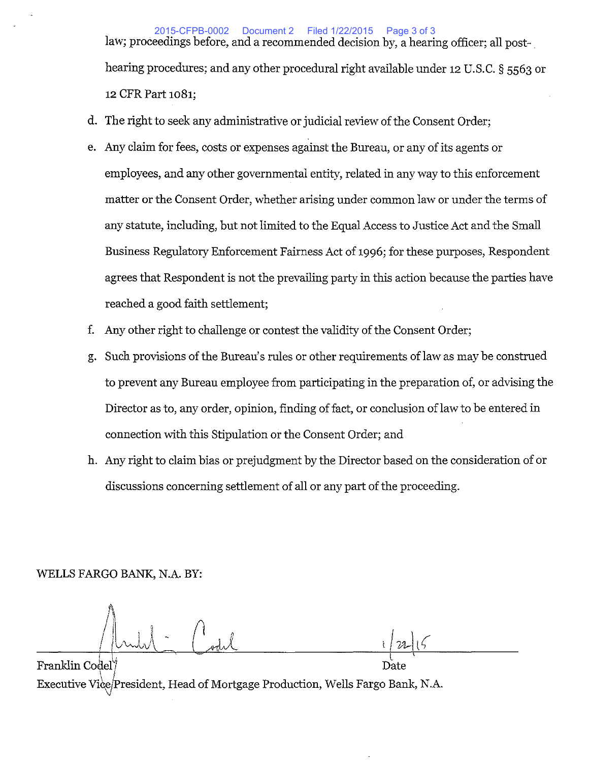law; proceedings before, and a recommended decision by, a hearing officer; all post-hearing procedures; and any other procedural right available under 12 U.S.C. § 5563 or 12 CFR Part 1081;

d. The right to seek any administrative or judicial review of the Consent Order;

e. Any claim for fees, costs or expenses against the Bureau, or any of its agents or employees, and any other governmental entity, related in any way to this enforcement matter or the Consent Order, whether arising under common law or under the terms of any statute, including, but not limited to the Equal Access to Justice Act and the Small Business Regulatory Enforcement Fairness Act of 1996; for these purposes, Respondent agrees that Respondent is not the prevailing party in this action because the parties have reached a good faith settlement;

f. Any other right to challenge or contest the validity of the Consent Order;

g. Such provisions of the Bureau's rules or other requirements of law as may be construed to prevent any Bureau employee from participating in the preparation of, or advising the Director as to, any order, opinion, finding of fact, or conclusion of law to be entered in connection with this Stipulation or the Consent Order; and

h. Any right to claim bias or prejudgment by the Director based on the consideration of or discussions concerning settlement of all or any part of the proceeding.

WELLS FARGO BANK, N.A. BY:

Franklin Codel — Date: 1/22/15

Franklin Codel
Executive Vice President, Head of Mortgage Production, Wells Fargo Bank, N.A.